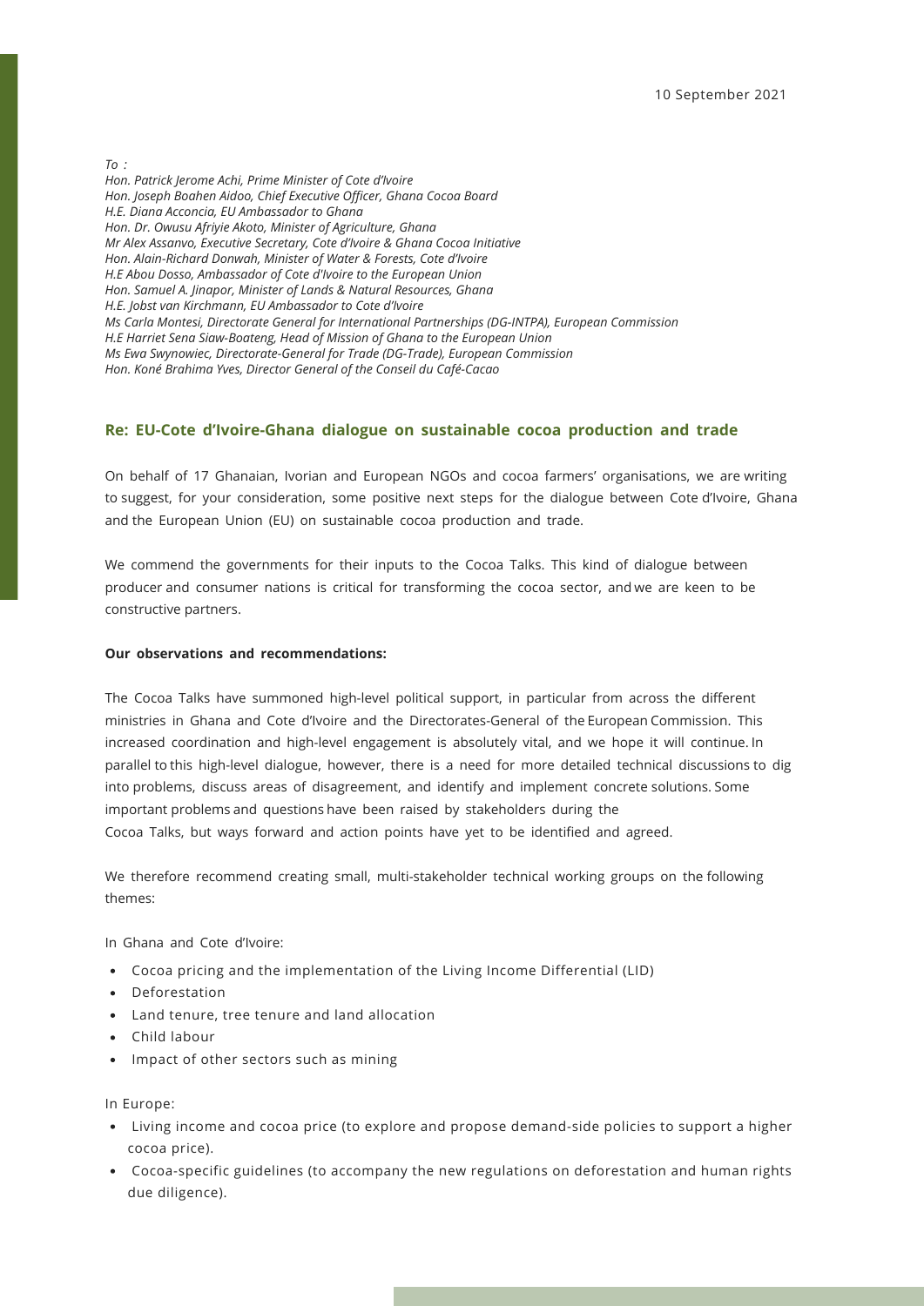10 September 2021

*To :*
*Hon. Patrick Jerome Achi, Prime Minister of Cote d'Ivoire*
*Hon. Joseph Boahen Aidoo, Chief Executive Officer, Ghana Cocoa Board*
*H.E. Diana Acconcia, EU Ambassador to Ghana*
*Hon. Dr. Owusu Afriyie Akoto, Minister of Agriculture, Ghana*
*Mr Alex Assanvo, Executive Secretary, Cote d'Ivoire & Ghana Cocoa Initiative*
*Hon. Alain-Richard Donwah, Minister of Water & Forests, Cote d'Ivoire*
*H.E Abou Dosso, Ambassador of Cote d'Ivoire to the European Union*
*Hon. Samuel A. Jinapor, Minister of Lands & Natural Resources, Ghana*
*H.E. Jobst van Kirchmann, EU Ambassador to Cote d'Ivoire*
*Ms Carla Montesi, Directorate General for International Partnerships (DG-INTPA), European Commission*
*H.E Harriet Sena Siaw-Boateng, Head of Mission of Ghana to the European Union*
*Ms Ewa Swynowiec, Directorate-General for Trade (DG-Trade), European Commission*
*Hon. Koné Brahima Yves, Director General of the Conseil du Café-Cacao*

## Re: EU-Cote d'Ivoire-Ghana dialogue on sustainable cocoa production and trade

On behalf of 17 Ghanaian, Ivorian and European NGOs and cocoa farmers' organisations, we are writing to suggest, for your consideration, some positive next steps for the dialogue between Cote d'Ivoire, Ghana and the European Union (EU) on sustainable cocoa production and trade.

We commend the governments for their inputs to the Cocoa Talks. This kind of dialogue between producer and consumer nations is critical for transforming the cocoa sector, and we are keen to be constructive partners.

**Our observations and recommendations:**

The Cocoa Talks have summoned high-level political support, in particular from across the different ministries in Ghana and Cote d'Ivoire and the Directorates-General of the European Commission. This increased coordination and high-level engagement is absolutely vital, and we hope it will continue. In parallel to this high-level dialogue, however, there is a need for more detailed technical discussions to dig into problems, discuss areas of disagreement, and identify and implement concrete solutions. Some important problems and questions have been raised by stakeholders during the Cocoa Talks, but ways forward and action points have yet to be identified and agreed.

We therefore recommend creating small, multi-stakeholder technical working groups on the following themes:

In Ghana and Cote d'Ivoire:

- Cocoa pricing and the implementation of the Living Income Differential (LID)
- Deforestation
- Land tenure, tree tenure and land allocation
- Child labour
- Impact of other sectors such as mining

In Europe:

- Living income and cocoa price (to explore and propose demand-side policies to support a higher cocoa price).
- Cocoa-specific guidelines (to accompany the new regulations on deforestation and human rights due diligence).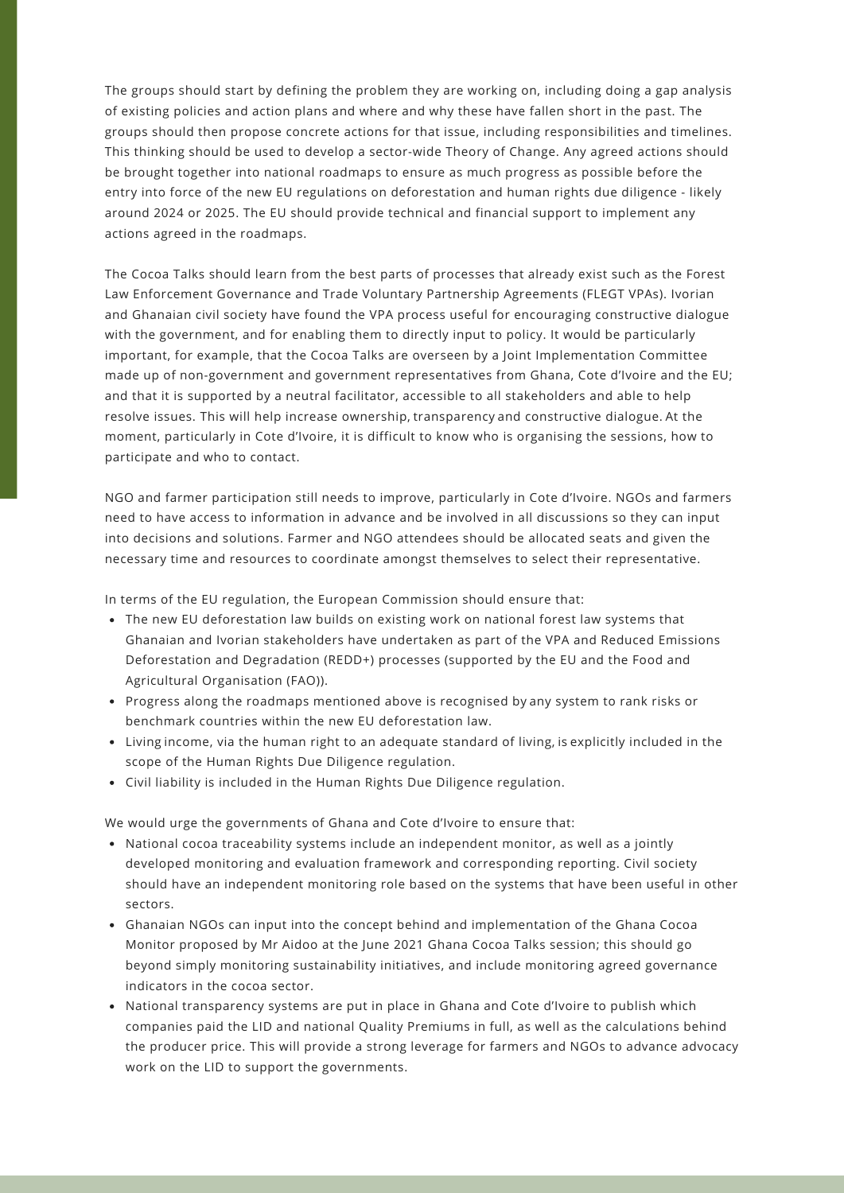The groups should start by defining the problem they are working on, including doing a gap analysis of existing policies and action plans and where and why these have fallen short in the past. The groups should then propose concrete actions for that issue, including responsibilities and timelines. This thinking should be used to develop a sector-wide Theory of Change. Any agreed actions should be brought together into national roadmaps to ensure as much progress as possible before the entry into force of the new EU regulations on deforestation and human rights due diligence - likely around 2024 or 2025. The EU should provide technical and financial support to implement any actions agreed in the roadmaps.

The Cocoa Talks should learn from the best parts of processes that already exist such as the Forest Law Enforcement Governance and Trade Voluntary Partnership Agreements (FLEGT VPAs). Ivorian and Ghanaian civil society have found the VPA process useful for encouraging constructive dialogue with the government, and for enabling them to directly input to policy. It would be particularly important, for example, that the Cocoa Talks are overseen by a Joint Implementation Committee made up of non-government and government representatives from Ghana, Cote d'Ivoire and the EU; and that it is supported by a neutral facilitator, accessible to all stakeholders and able to help resolve issues. This will help increase ownership, transparency and constructive dialogue. At the moment, particularly in Cote d'Ivoire, it is difficult to know who is organising the sessions, how to participate and who to contact.

NGO and farmer participation still needs to improve, particularly in Cote d'Ivoire. NGOs and farmers need to have access to information in advance and be involved in all discussions so they can input into decisions and solutions. Farmer and NGO attendees should be allocated seats and given the necessary time and resources to coordinate amongst themselves to select their representative.

In terms of the EU regulation, the European Commission should ensure that:

- The new EU deforestation law builds on existing work on national forest law systems that Ghanaian and Ivorian stakeholders have undertaken as part of the VPA and Reduced Emissions Deforestation and Degradation (REDD+) processes (supported by the EU and the Food and Agricultural Organisation (FAO)).
- Progress along the roadmaps mentioned above is recognised by any system to rank risks or benchmark countries within the new EU deforestation law.
- Living income, via the human right to an adequate standard of living, is explicitly included in the scope of the Human Rights Due Diligence regulation.
- Civil liability is included in the Human Rights Due Diligence regulation.

We would urge the governments of Ghana and Cote d'Ivoire to ensure that:

- National cocoa traceability systems include an independent monitor, as well as a jointly developed monitoring and evaluation framework and corresponding reporting. Civil society should have an independent monitoring role based on the systems that have been useful in other sectors.
- Ghanaian NGOs can input into the concept behind and implementation of the Ghana Cocoa Monitor proposed by Mr Aidoo at the June 2021 Ghana Cocoa Talks session; this should go beyond simply monitoring sustainability initiatives, and include monitoring agreed governance indicators in the cocoa sector.
- National transparency systems are put in place in Ghana and Cote d'Ivoire to publish which companies paid the LID and national Quality Premiums in full, as well as the calculations behind the producer price. This will provide a strong leverage for farmers and NGOs to advance advocacy work on the LID to support the governments.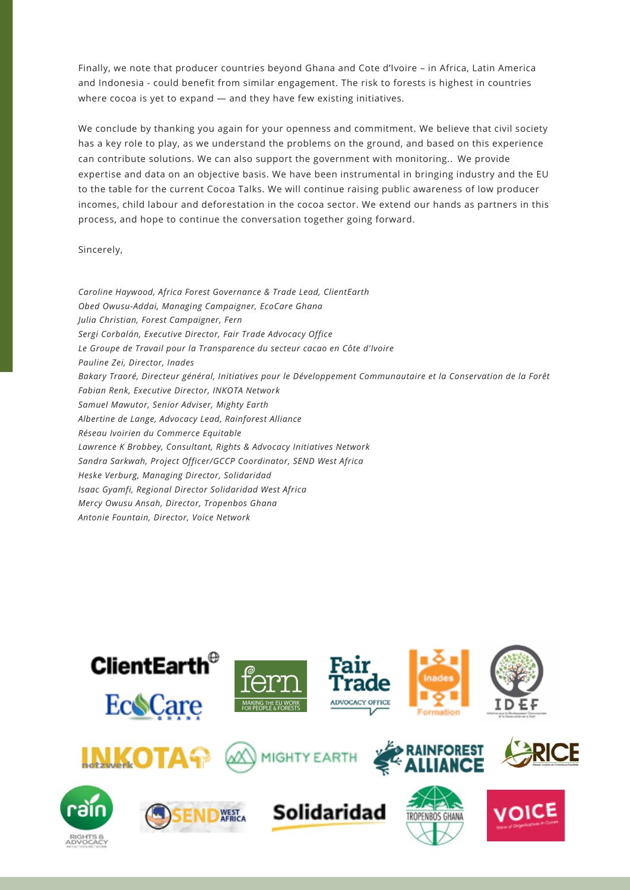Finally, we note that producer countries beyond Ghana and Cote d'Ivoire – in Africa, Latin America and Indonesia - could benefit from similar engagement. The risk to forests is highest in countries where cocoa is yet to expand — and they have few existing initiatives.

We conclude by thanking you again for your openness and commitment. We believe that civil society has a key role to play, as we understand the problems on the ground, and based on this experience can contribute solutions. We can also support the government with monitoring.. We provide expertise and data on an objective basis. We have been instrumental in bringing industry and the EU to the table for the current Cocoa Talks. We will continue raising public awareness of low producer incomes, child labour and deforestation in the cocoa sector. We extend our hands as partners in this process, and hope to continue the conversation together going forward.

Sincerely,

*Caroline Haywood, Africa Forest Governance & Trade Lead, ClientEarth*  
*Obed Owusu-Addai, Managing Campaigner, EcoCare Ghana*  
*Julia Christian, Forest Campaigner, Fern*  
*Sergi Corbalán, Executive Director, Fair Trade Advocacy Office*  
*Le Groupe de Travail pour la Transparence du secteur cacao en Côte d'Ivoire*  
*Pauline Zei, Director, Inades*  
*Bakary Traoré, Directeur général, Initiatives pour le Développement Communautaire et la Conservation de la Forêt*  
*Fabian Renk, Executive Director, INKOTA Network*  
*Samuel Mawutor, Senior Adviser, Mighty Earth*  
*Albertine de Lange, Advocacy Lead, Rainforest Alliance*  
*Réseau Ivoirien du Commerce Equitable*  
*Lawrence K Brobbey, Consultant, Rights & Advocacy Initiatives Network*  
*Sandra Sarkwah, Project Officer/GCCP Coordinator, SEND West Africa*  
*Heske Verburg, Managing Director, Solidaridad*  
*Isaac Gyamfi, Regional Director Solidaridad West Africa*  
*Mercy Owusu Ansah, Director, Tropenbos Ghana*  
*Antonie Fountain, Director, Voice Network*